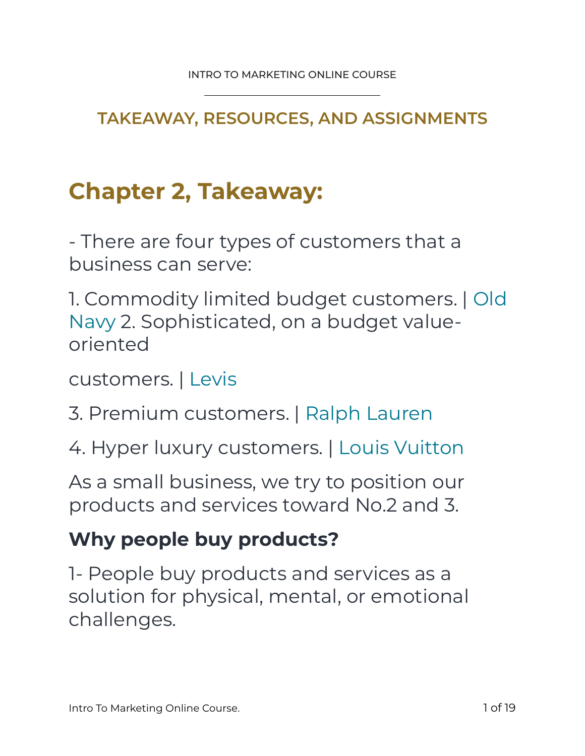**TAKEAWAY, RESOURCES, AND ASSIGNMENTS**

# Chapter 2, Takeaway:

- There are four types of customers that a business can serve:

1. Commodity limited budget customers. | Old Navy 2. Sophisticated, on a budget value-oriented

customers. | Levis

3. Premium customers. | Ralph Lauren

4. Hyper luxury customers. | Louis Vuitton

As a small business, we try to position our products and services toward No.2 and 3.

## Why people buy products?

1- People buy products and services as a solution for physical, mental, or emotional challenges.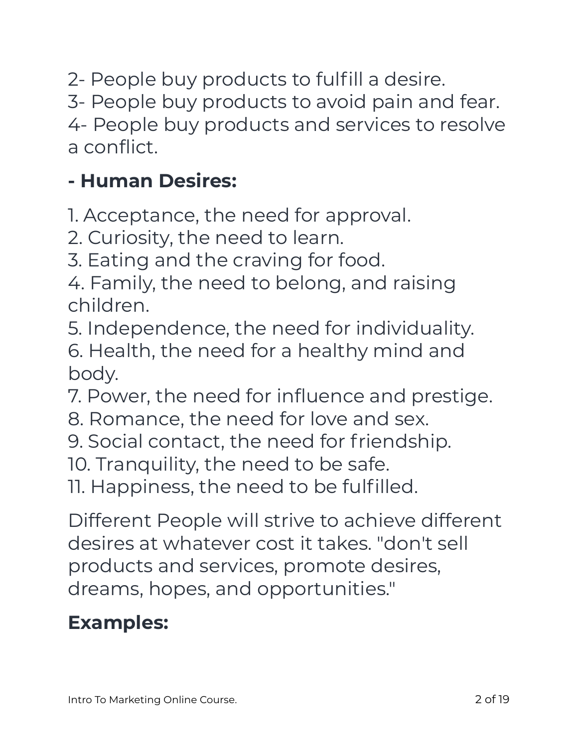2- People buy products to fulfill a desire.
3- People buy products to avoid pain and fear.
4- People buy products and services to resolve a conflict.

### - Human Desires:

1. Acceptance, the need for approval.
2. Curiosity, the need to learn.
3. Eating and the craving for food.
4. Family, the need to belong, and raising children.
5. Independence, the need for individuality.
6. Health, the need for a healthy mind and body.
7. Power, the need for influence and prestige.
8. Romance, the need for love and sex.
9. Social contact, the need for friendship.
10. Tranquility, the need to be safe.
11. Happiness, the need to be fulfilled.

Different People will strive to achieve different desires at whatever cost it takes. "don't sell products and services, promote desires, dreams, hopes, and opportunities."

### Examples: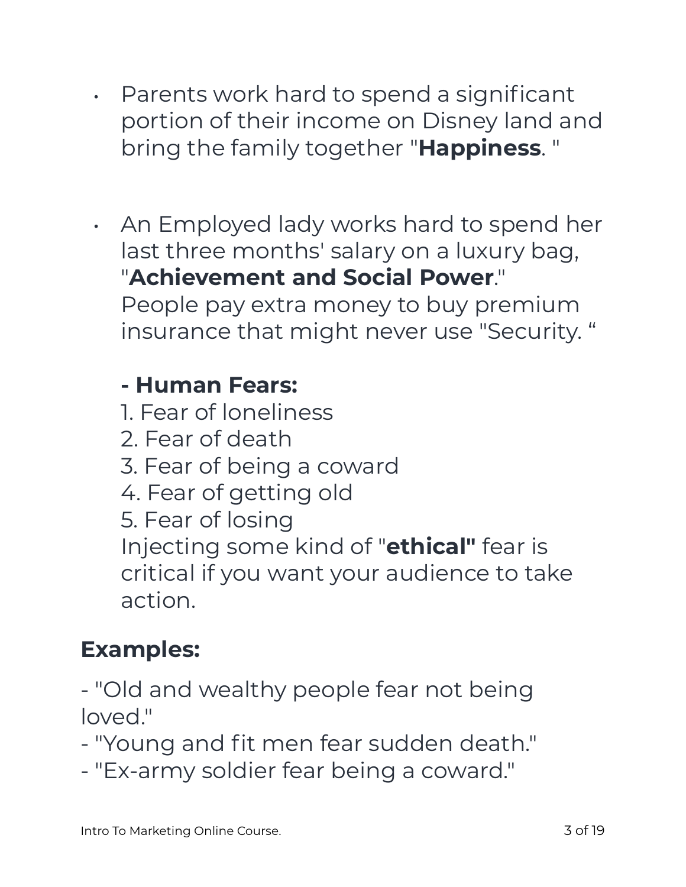- Parents work hard to spend a significant portion of their income on Disney land and bring the family together "**Happiness**. "

- An Employed lady works hard to spend her last three months' salary on a luxury bag, "**Achievement and Social Power**."
  People pay extra money to buy premium insurance that might never use "Security. "

  **- Human Fears:**
  1. Fear of loneliness
  2. Fear of death
  3. Fear of being a coward
  4. Fear of getting old
  5. Fear of losing

  Injecting some kind of "**ethical"** fear is critical if you want your audience to take action.

**Examples:**

- "Old and wealthy people fear not being loved."
- "Young and fit men fear sudden death."
- "Ex-army soldier fear being a coward."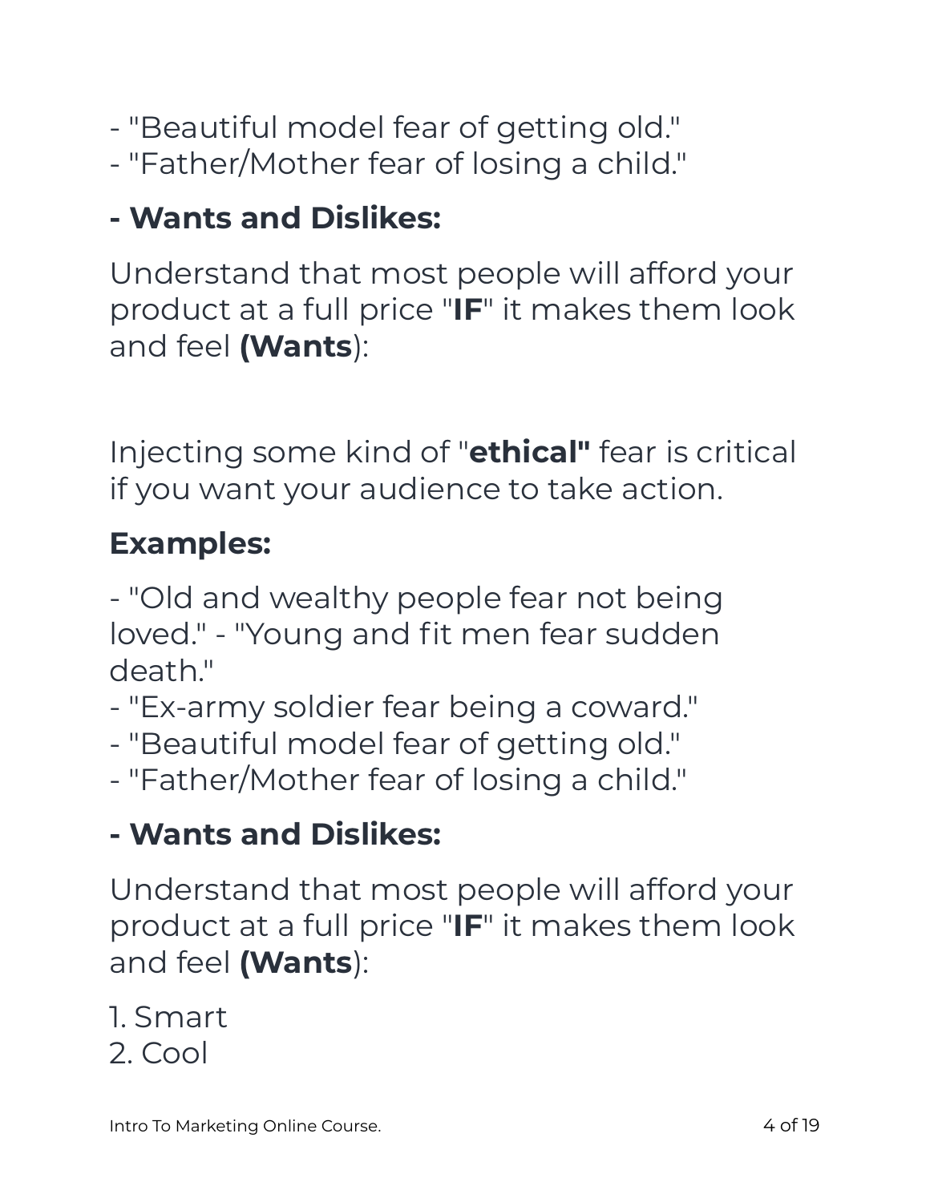- "Beautiful model fear of getting old."
- "Father/Mother fear of losing a child."

**- Wants and Dislikes:**

Understand that most people will afford your product at a full price "**IF**" it makes them look and feel **(Wants**):

Injecting some kind of "**ethical"** fear is critical if you want your audience to take action.

**Examples:**

- "Old and wealthy people fear not being loved." - "Young and fit men fear sudden death."
- "Ex-army soldier fear being a coward."
- "Beautiful model fear of getting old."
- "Father/Mother fear of losing a child."

**- Wants and Dislikes:**

Understand that most people will afford your product at a full price "**IF**" it makes them look and feel **(Wants**):

1. Smart
2. Cool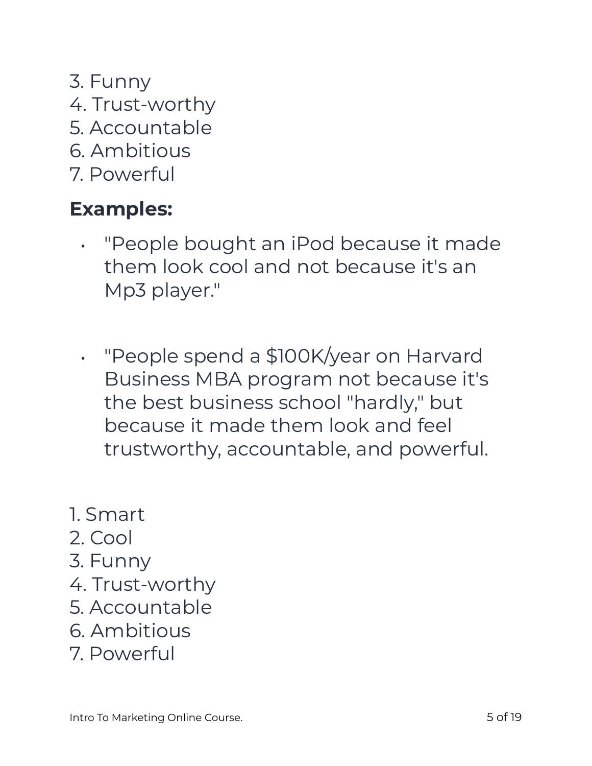3. Funny
4. Trust-worthy
5. Accountable
6. Ambitious
7. Powerful

**Examples:**

- "People bought an iPod because it made them look cool and not because it's an Mp3 player."

- "People spend a $100K/year on Harvard Business MBA program not because it's the best business school "hardly," but because it made them look and feel trustworthy, accountable, and powerful.

1. Smart
2. Cool
3. Funny
4. Trust-worthy
5. Accountable
6. Ambitious
7. Powerful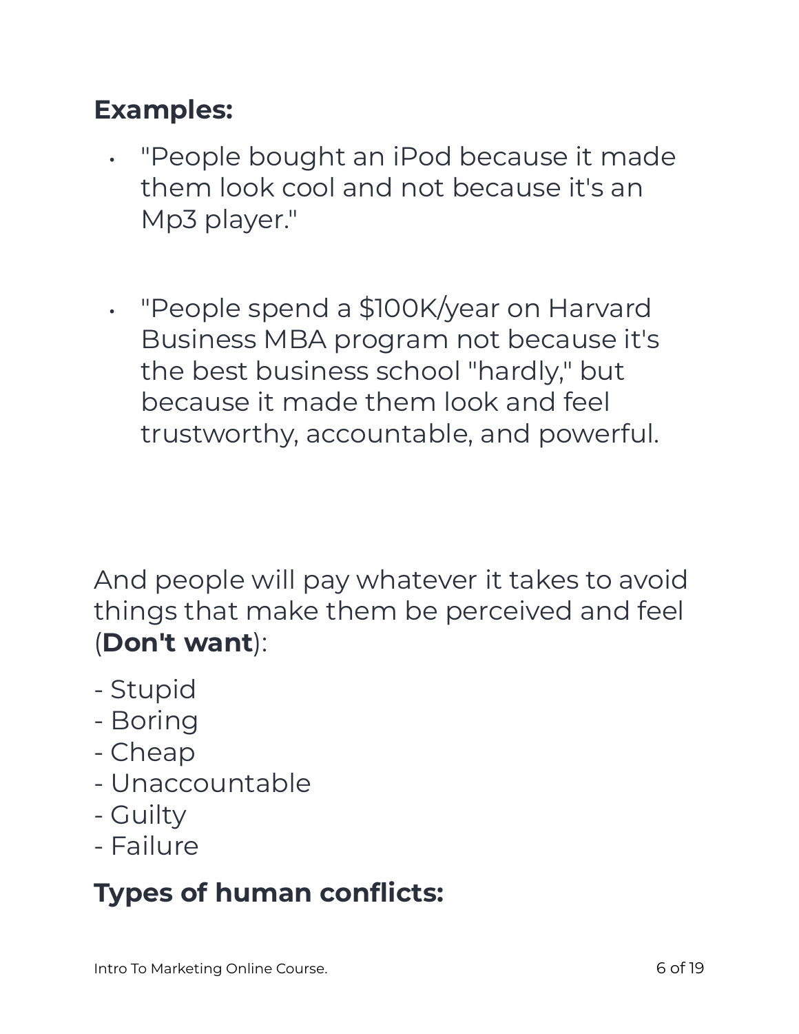**Examples:**

- "People bought an iPod because it made them look cool and not because it's an Mp3 player."

- "People spend a $100K/year on Harvard Business MBA program not because it's the best business school "hardly," but because it made them look and feel trustworthy, accountable, and powerful.

And people will pay whatever it takes to avoid things that make them be perceived and feel (**Don't want**):

- Stupid
- Boring
- Cheap
- Unaccountable
- Guilty
- Failure

**Types of human conflicts:**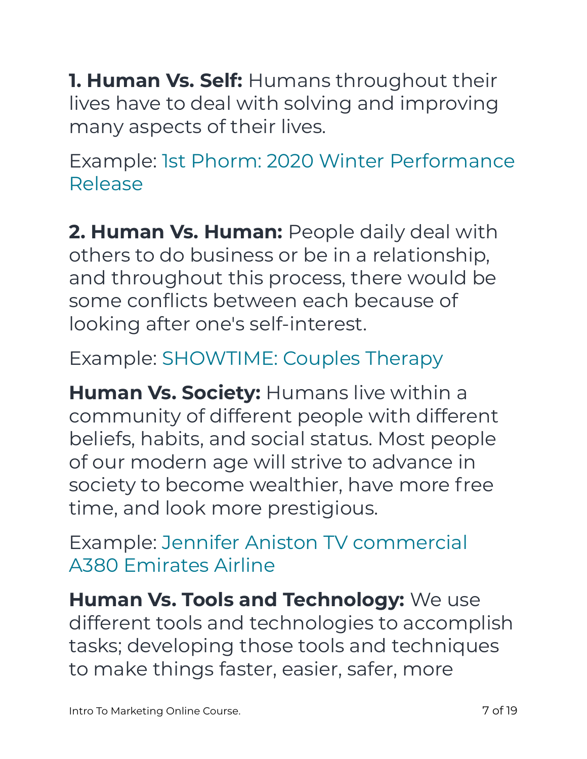**1. Human Vs. Self:** Humans throughout their lives have to deal with solving and improving many aspects of their lives.

Example: 1st Phorm: 2020 Winter Performance Release

**2. Human Vs. Human:** People daily deal with others to do business or be in a relationship, and throughout this process, there would be some conflicts between each because of looking after one's self-interest.

Example: SHOWTIME: Couples Therapy

**Human Vs. Society:** Humans live within a community of different people with different beliefs, habits, and social status. Most people of our modern age will strive to advance in society to become wealthier, have more free time, and look more prestigious.

Example: Jennifer Aniston TV commercial A380 Emirates Airline

**Human Vs. Tools and Technology:** We use different tools and technologies to accomplish tasks; developing those tools and techniques to make things faster, easier, safer, more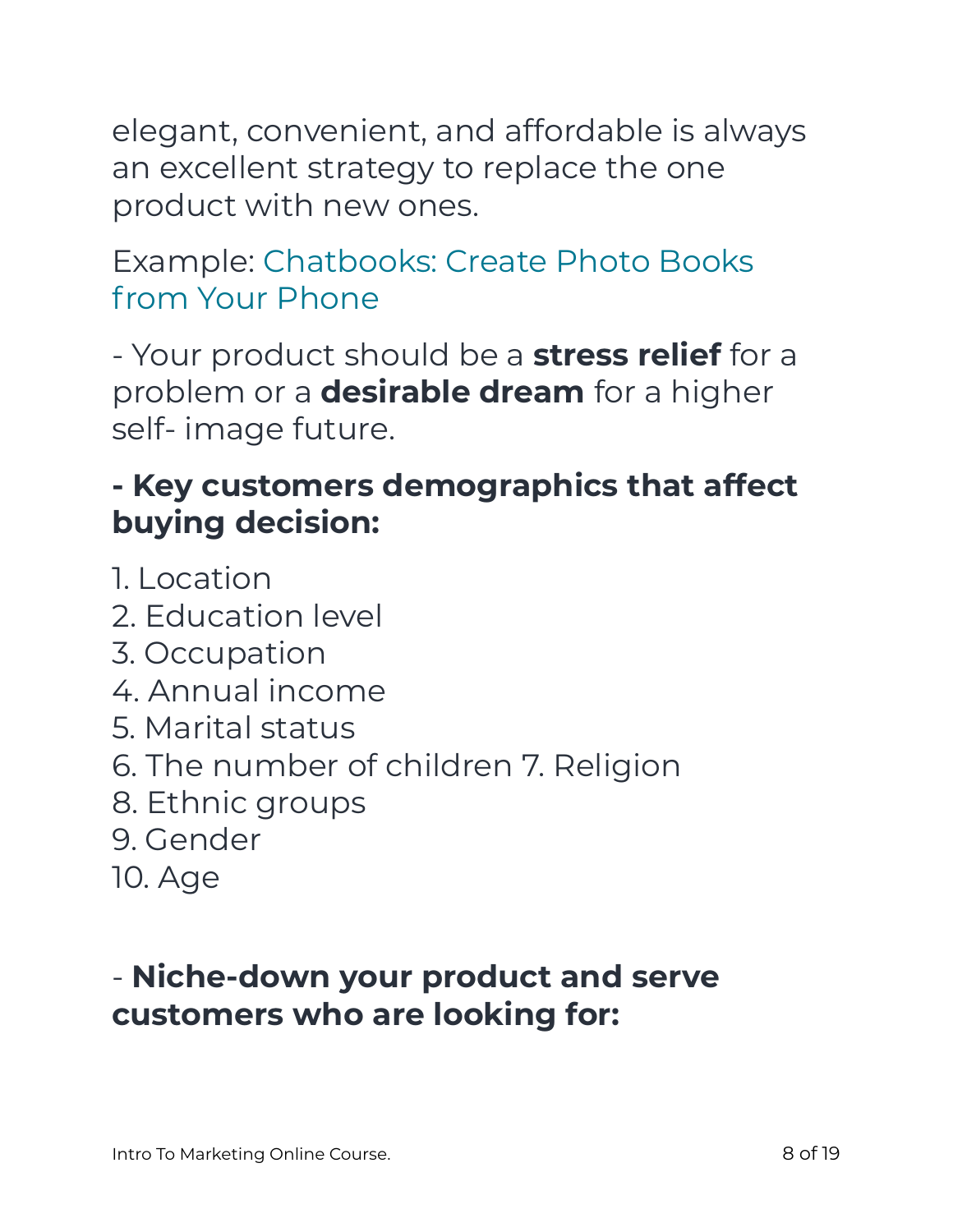elegant, convenient, and affordable is always an excellent strategy to replace the one product with new ones.

Example: Chatbooks: Create Photo Books from Your Phone

- Your product should be a **stress relief** for a problem or a **desirable dream** for a higher self- image future.

**- Key customers demographics that affect buying decision:**

1. Location
2. Education level
3. Occupation
4. Annual income
5. Marital status
6. The number of children 7. Religion
8. Ethnic groups
9. Gender
10. Age

- **Niche-down your product and serve customers who are looking for:**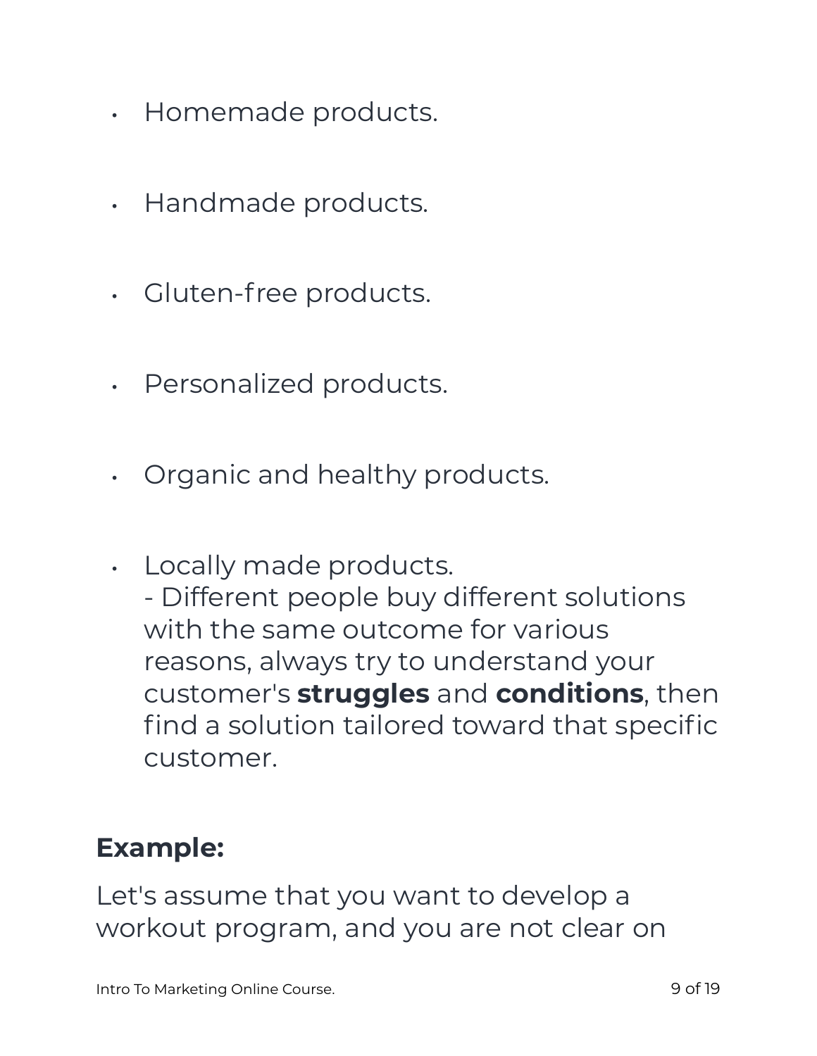- Homemade products.
- Handmade products.
- Gluten-free products.
- Personalized products.
- Organic and healthy products.
- Locally made products.
  - Different people buy different solutions with the same outcome for various reasons, always try to understand your customer's **struggles** and **conditions**, then find a solution tailored toward that specific customer.

### Example:

Let's assume that you want to develop a workout program, and you are not clear on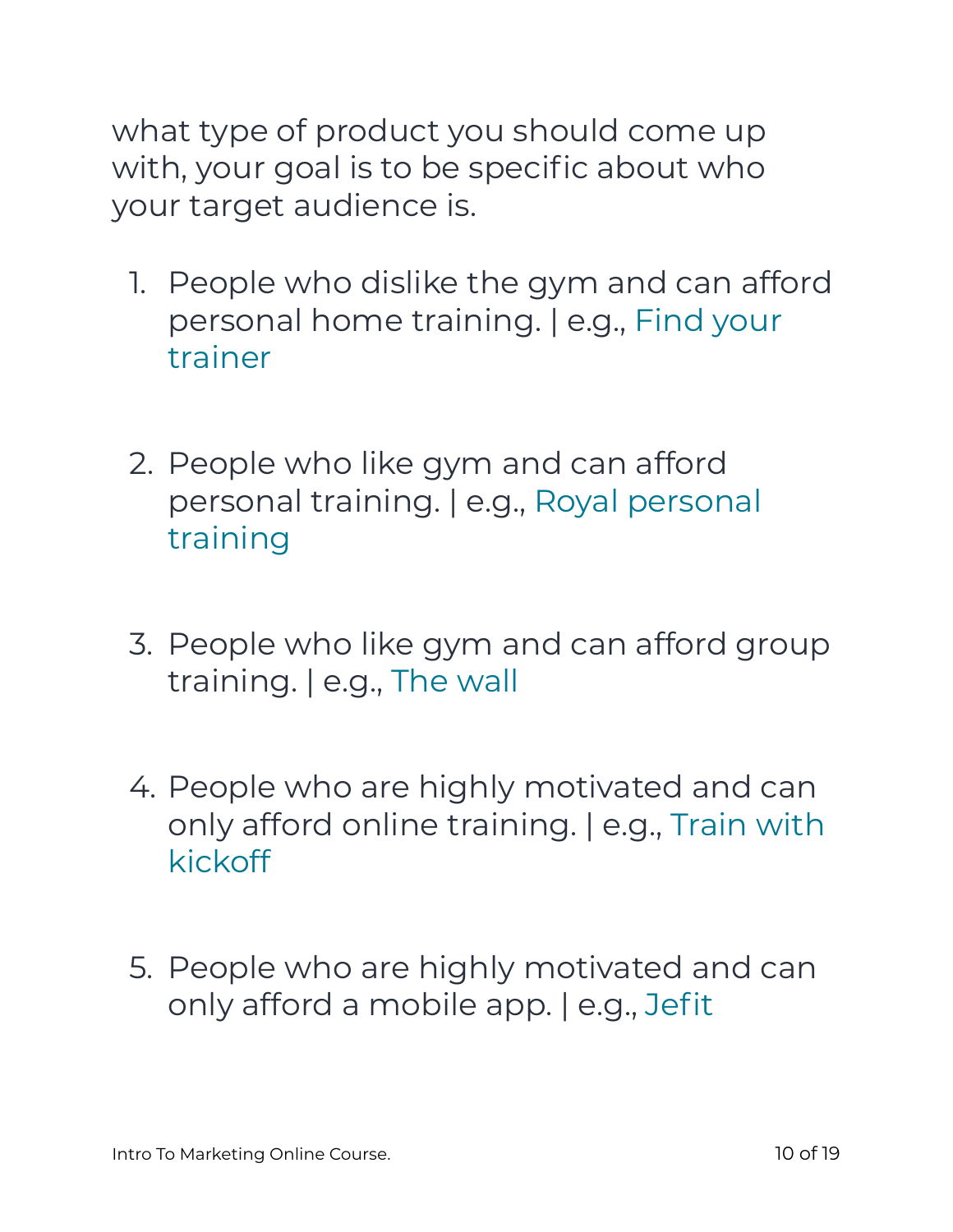what type of product you should come up with, your goal is to be specific about who your target audience is.

1. People who dislike the gym and can afford personal home training. | e.g., Find your trainer

2. People who like gym and can afford personal training. | e.g., Royal personal training

3. People who like gym and can afford group training. | e.g., The wall

4. People who are highly motivated and can only afford online training. | e.g., Train with kickoff

5. People who are highly motivated and can only afford a mobile app. | e.g., Jefit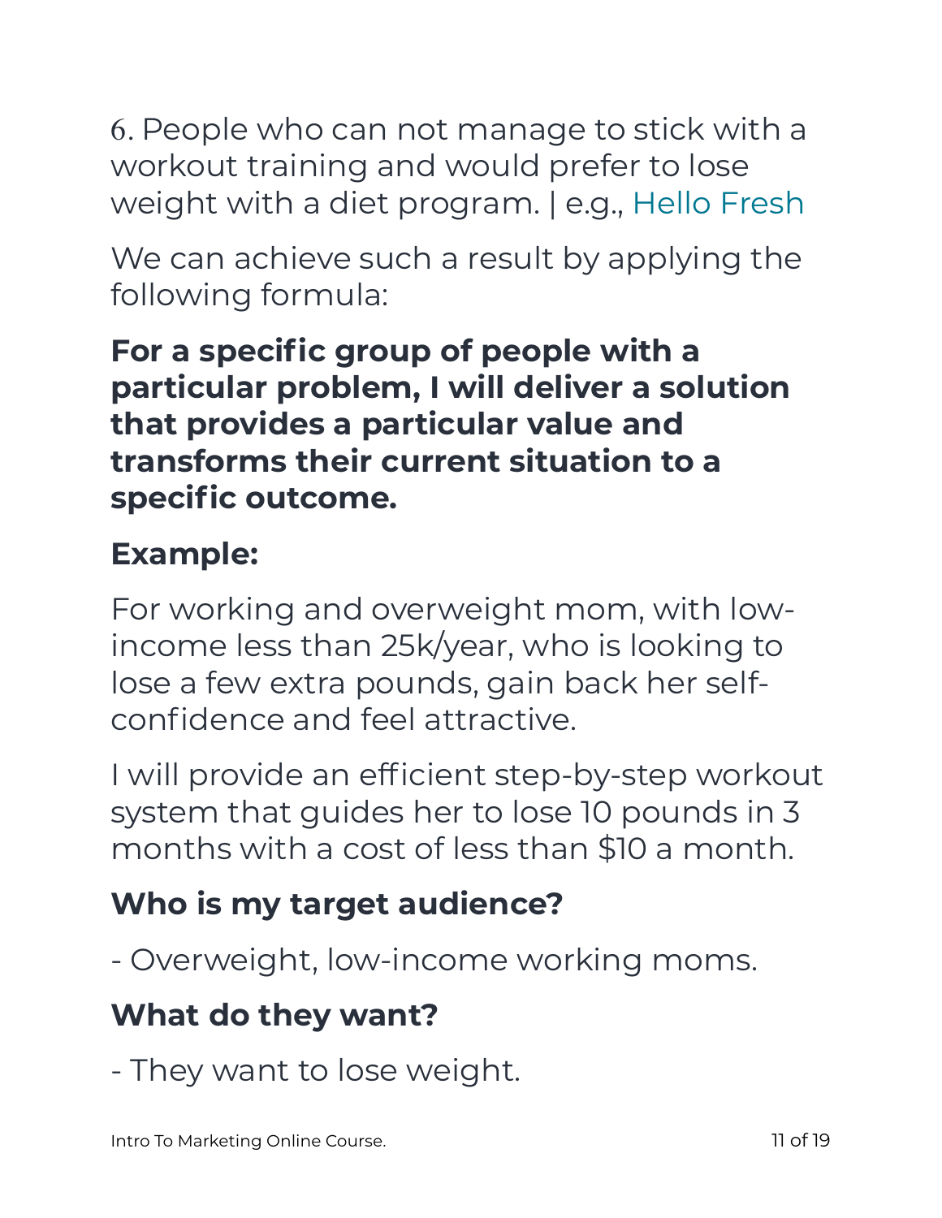6. People who can not manage to stick with a workout training and would prefer to lose weight with a diet program. | e.g., Hello Fresh

We can achieve such a result by applying the following formula:

**For a specific group of people with a particular problem, I will deliver a solution that provides a particular value and transforms their current situation to a specific outcome.**

### Example:

For working and overweight mom, with low-income less than 25k/year, who is looking to lose a few extra pounds, gain back her self-confidence and feel attractive.

I will provide an efficient step-by-step workout system that guides her to lose 10 pounds in 3 months with a cost of less than $10 a month.

### Who is my target audience?

- Overweight, low-income working moms.

### What do they want?

- They want to lose weight.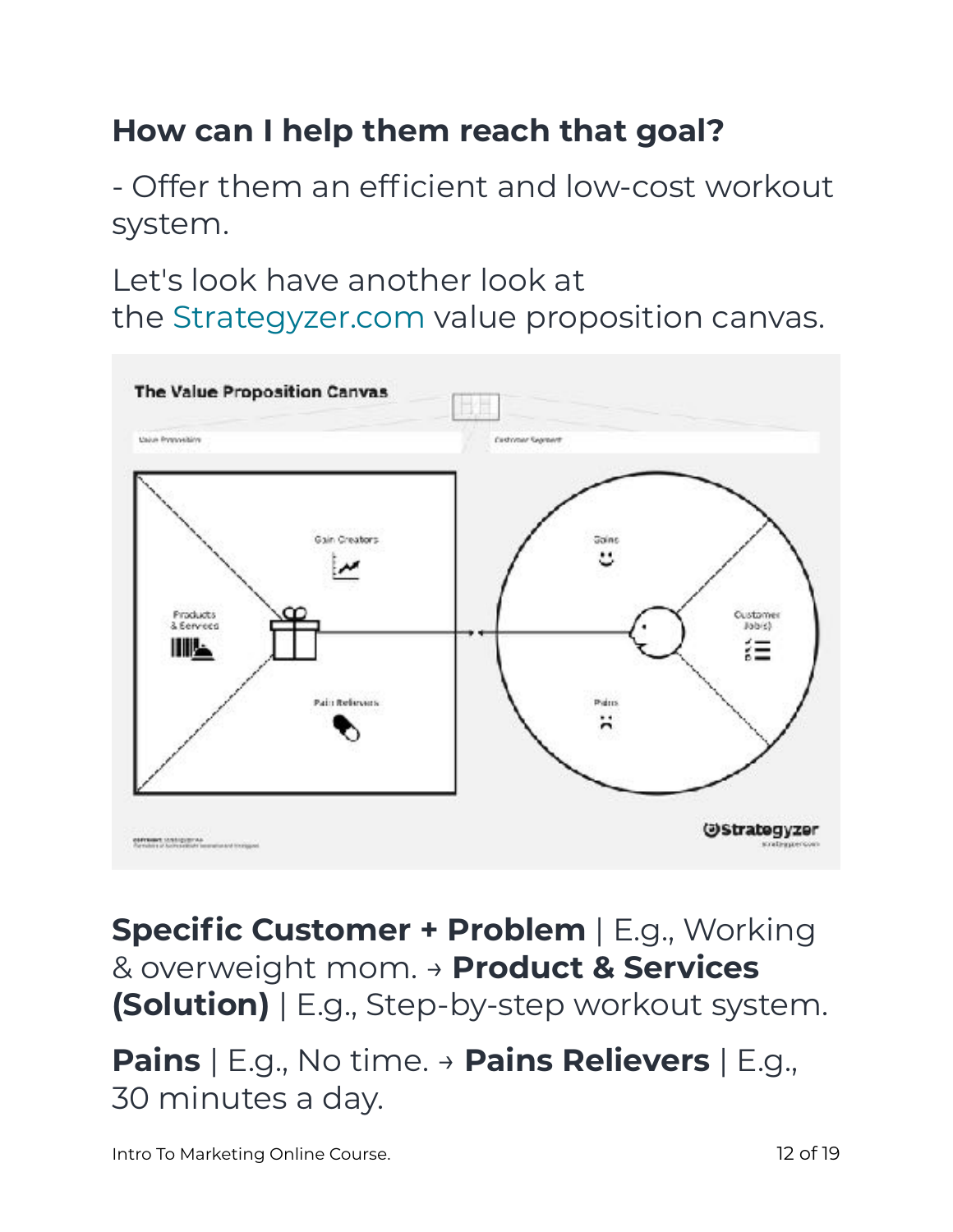## How can I help them reach that goal?

- Offer them an efficient and low-cost workout system.

Let's look have another look at the Strategyzer.com value proposition canvas.

**Specific Customer + Problem** | E.g., Working & overweight mom. → **Product & Services (Solution)** | E.g., Step-by-step workout system.

**Pains** | E.g., No time. → **Pains Relievers** | E.g., 30 minutes a day.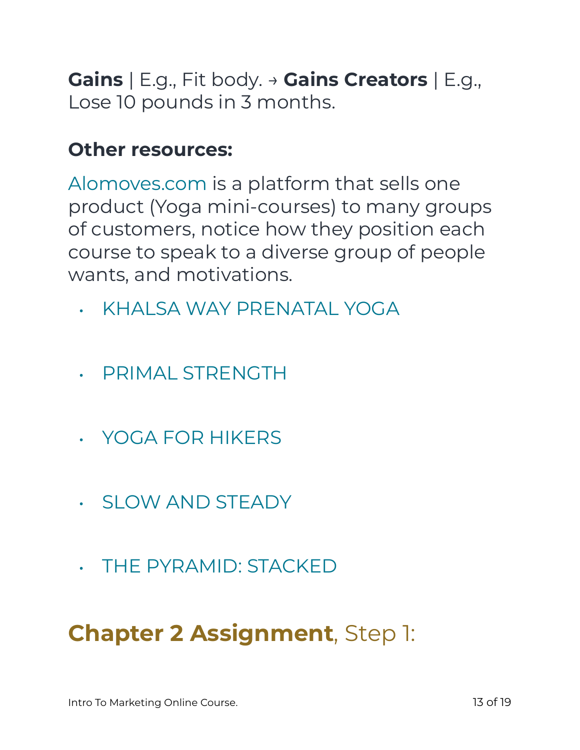**Gains** | E.g., Fit body. → **Gains Creators** | E.g., Lose 10 pounds in 3 months.

### Other resources:

Alomoves.com is a platform that sells one product (Yoga mini-courses) to many groups of customers, notice how they position each course to speak to a diverse group of people wants, and motivations.

- KHALSA WAY PRENATAL YOGA
- PRIMAL STRENGTH
- YOGA FOR HIKERS
- SLOW AND STEADY
- THE PYRAMID: STACKED

## **Chapter 2 Assignment**, Step 1: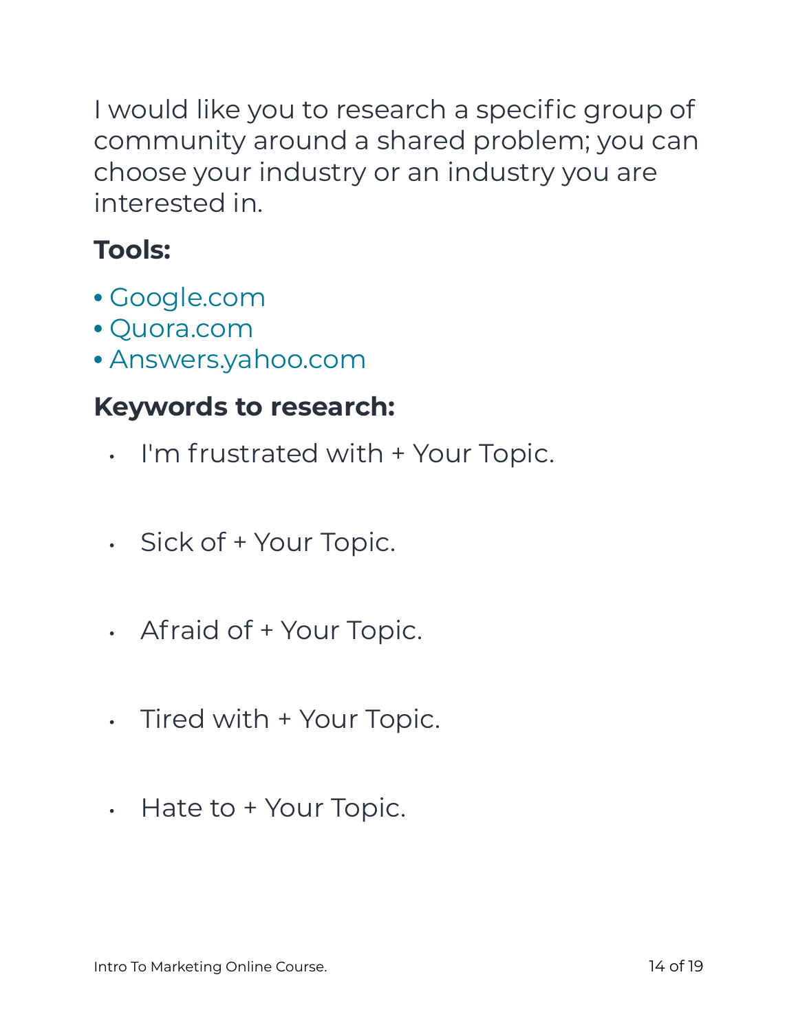I would like you to research a specific group of community around a shared problem; you can choose your industry or an industry you are interested in.

**Tools:**

- Google.com
- Quora.com
- Answers.yahoo.com

**Keywords to research:**

- I'm frustrated with + Your Topic.
- Sick of + Your Topic.
- Afraid of + Your Topic.
- Tired with + Your Topic.
- Hate to + Your Topic.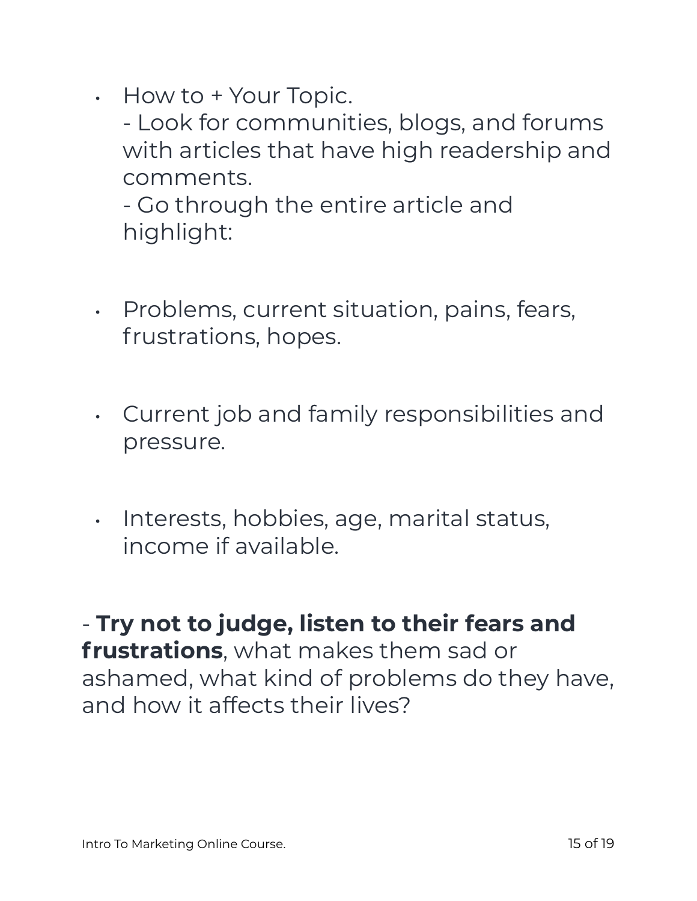- How to + Your Topic.
  - Look for communities, blogs, and forums with articles that have high readership and comments.
  - Go through the entire article and highlight:

- Problems, current situation, pains, fears, frustrations, hopes.

- Current job and family responsibilities and pressure.

- Interests, hobbies, age, marital status, income if available.

- **Try not to judge, listen to their fears and frustrations**, what makes them sad or ashamed, what kind of problems do they have, and how it affects their lives?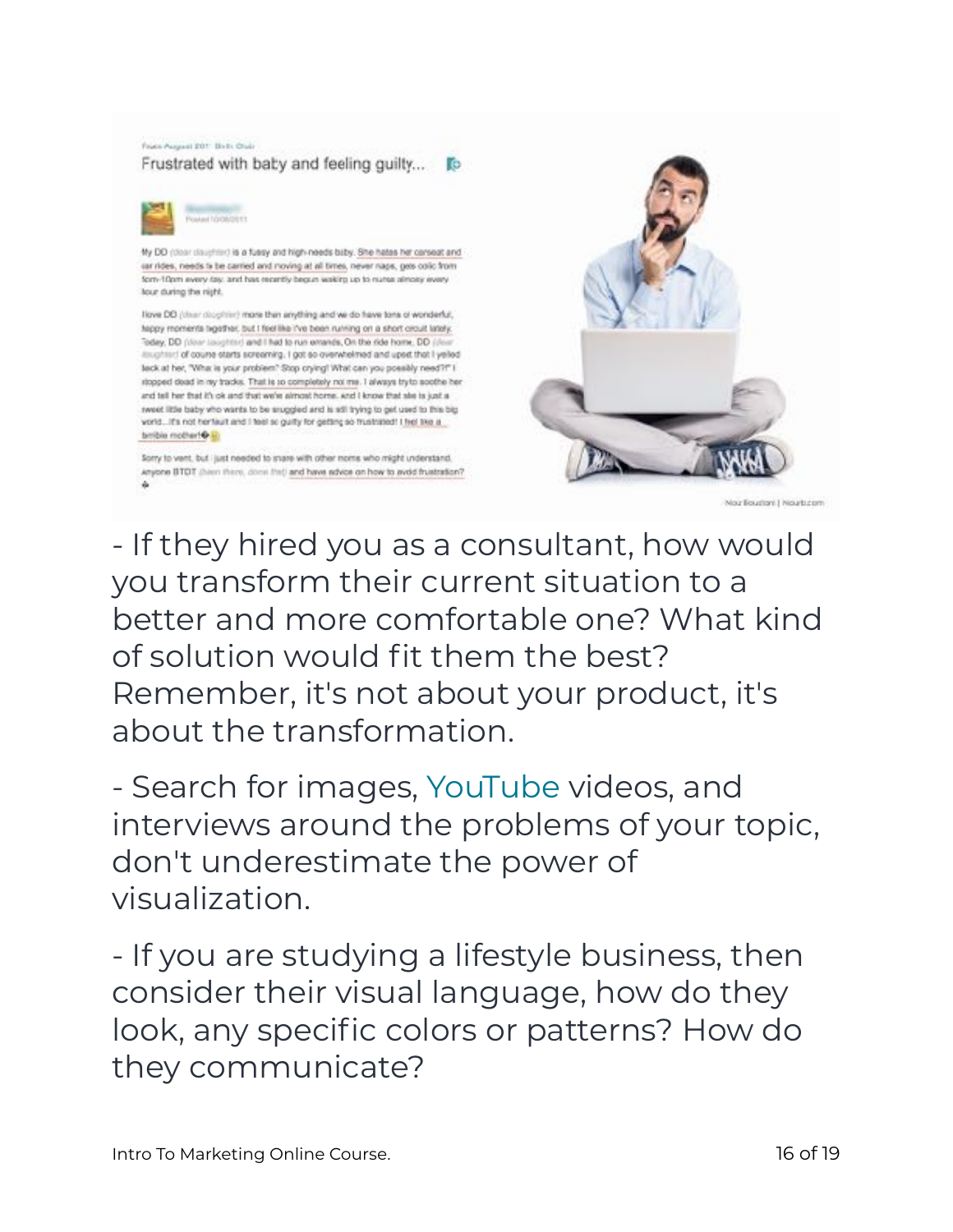- If they hired you as a consultant, how would you transform their current situation to a better and more comfortable one? What kind of solution would fit them the best? Remember, it's not about your product, it's about the transformation.

- Search for images, YouTube videos, and interviews around the problems of your topic, don't underestimate the power of visualization.

- If you are studying a lifestyle business, then consider their visual language, how do they look, any specific colors or patterns? How do they communicate?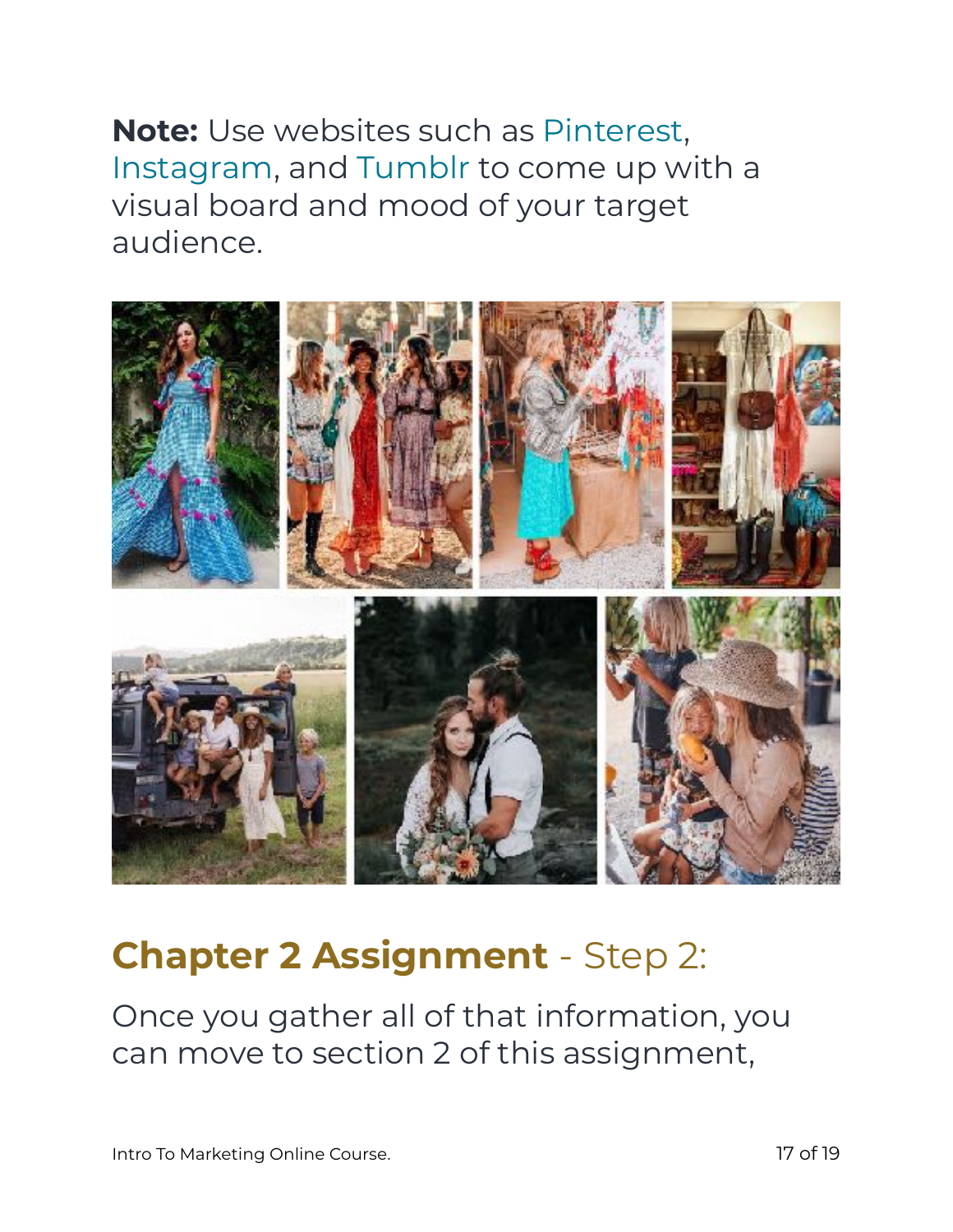**Note:** Use websites such as Pinterest, Instagram, and Tumblr to come up with a visual board and mood of your target audience.

## **Chapter 2 Assignment** - Step 2:

Once you gather all of that information, you can move to section 2 of this assignment,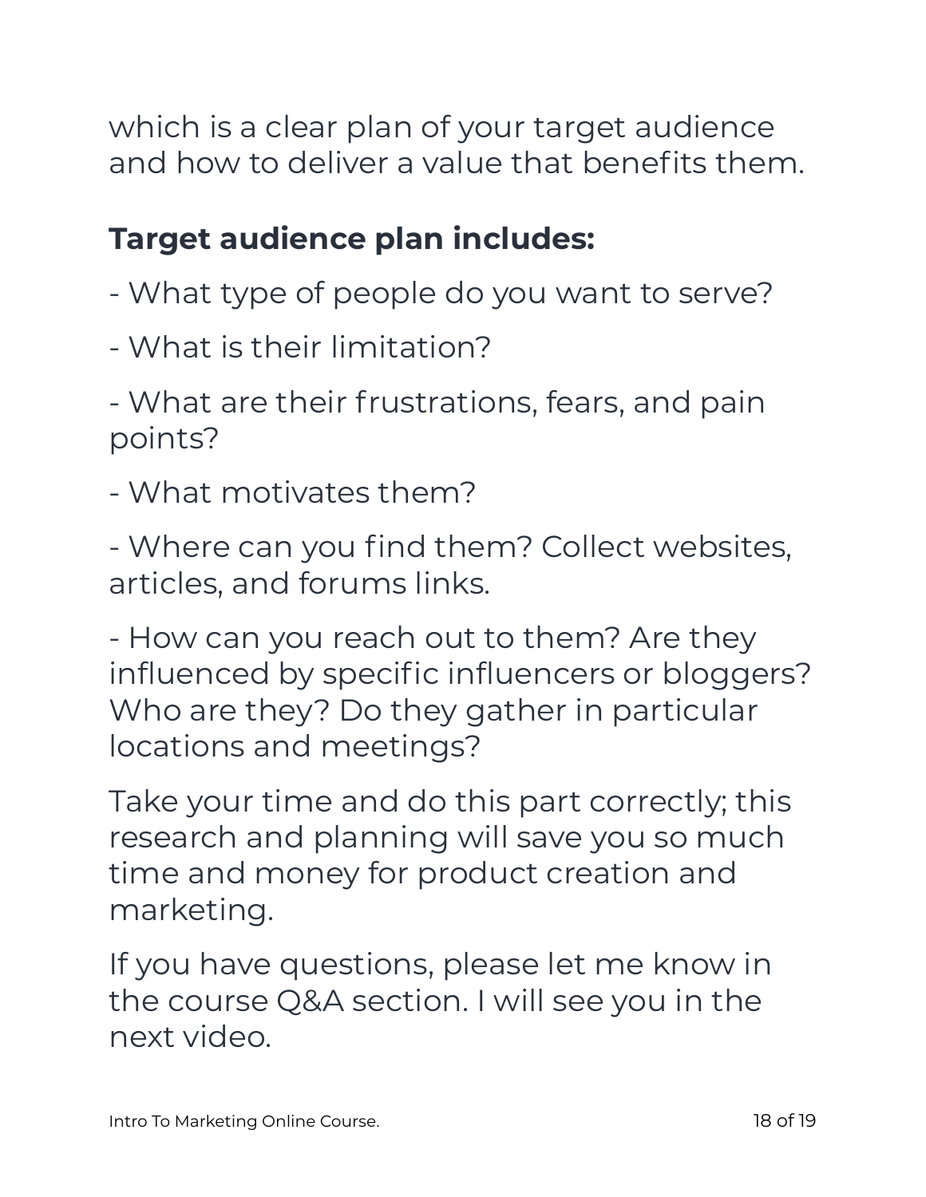which is a clear plan of your target audience and how to deliver a value that benefits them.

**Target audience plan includes:**

- What type of people do you want to serve?
- What is their limitation?
- What are their frustrations, fears, and pain points?
- What motivates them?
- Where can you find them? Collect websites, articles, and forums links.
- How can you reach out to them? Are they influenced by specific influencers or bloggers? Who are they? Do they gather in particular locations and meetings?

Take your time and do this part correctly; this research and planning will save you so much time and money for product creation and marketing.

If you have questions, please let me know in the course Q&A section. I will see you in the next video.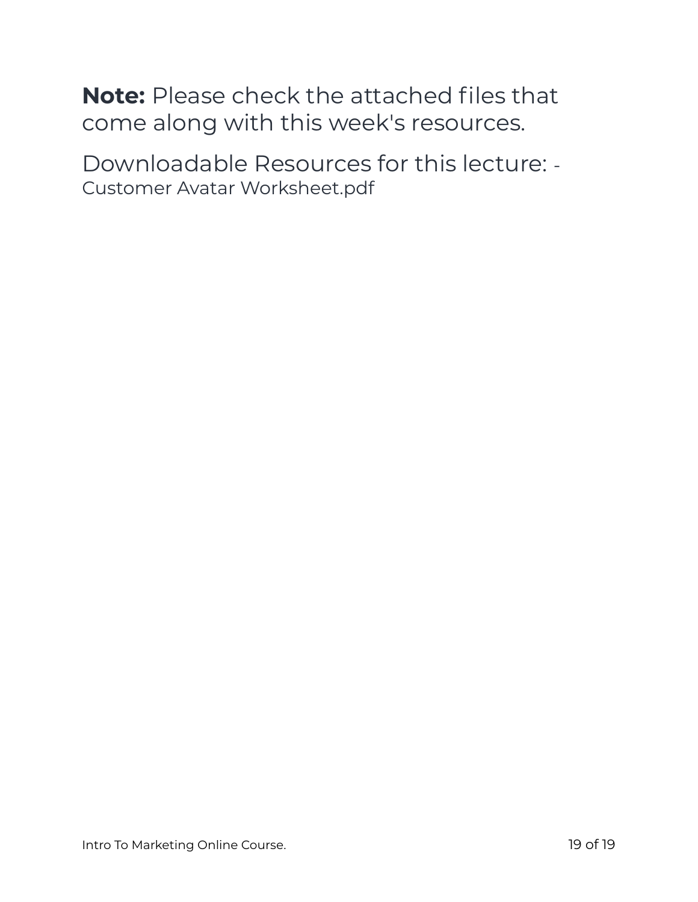**Note:** Please check the attached files that come along with this week's resources.

Downloadable Resources for this lecture: - Customer Avatar Worksheet.pdf